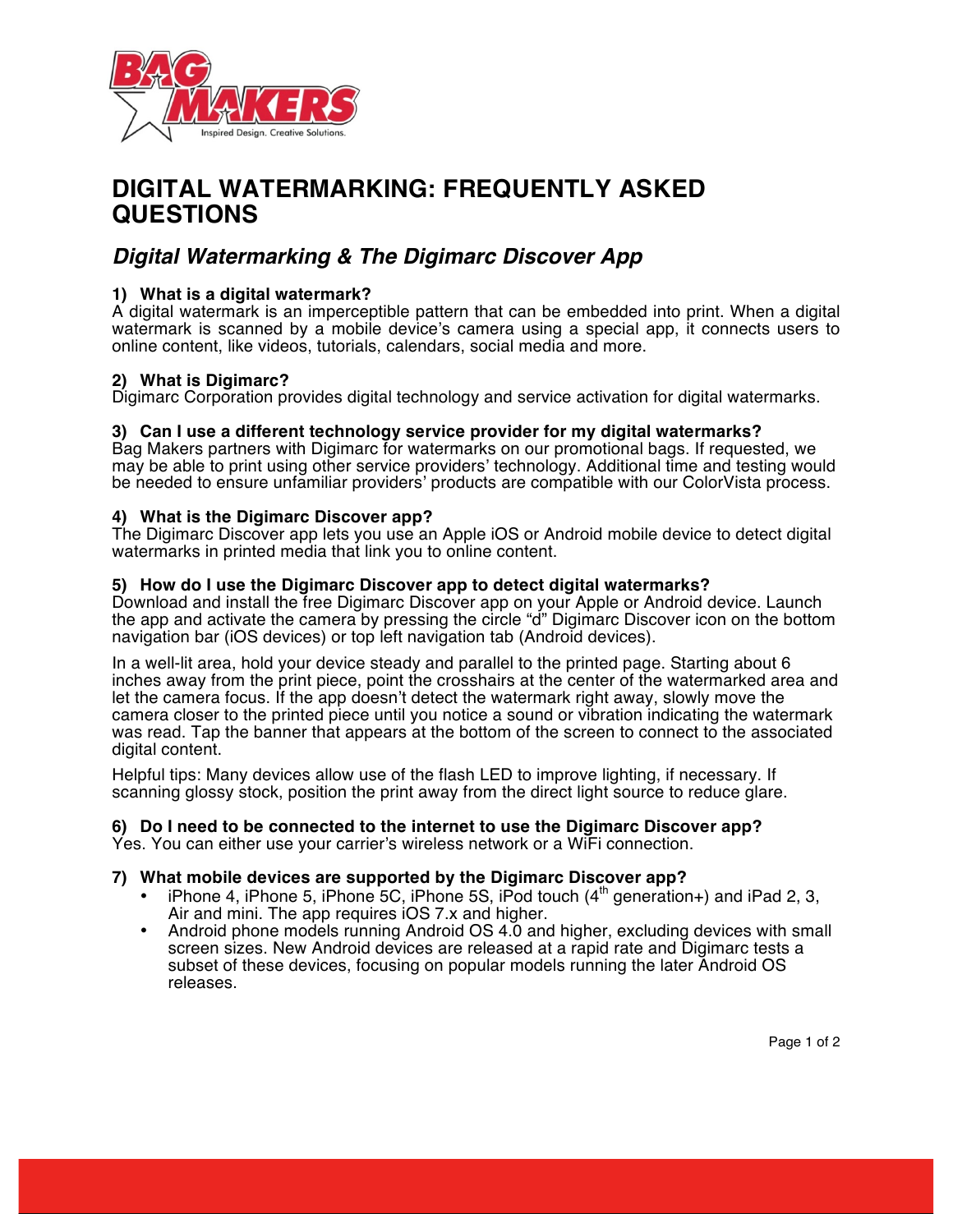# DIGITAL WATERMARKING: FREQUENTLY ASKED QUESTIONS

## *Digital Watermarking & The Digimarc Discover App*

**1) What is a digital watermark?**
A digital watermark is an imperceptible pattern that can be embedded into print. When a digital watermark is scanned by a mobile device's camera using a special app, it connects users to online content, like videos, tutorials, calendars, social media and more.

**2) What is Digimarc?**
Digimarc Corporation provides digital technology and service activation for digital watermarks.

**3) Can I use a different technology service provider for my digital watermarks?**
Bag Makers partners with Digimarc for watermarks on our promotional bags. If requested, we may be able to print using other service providers' technology. Additional time and testing would be needed to ensure unfamiliar providers' products are compatible with our ColorVista process.

**4) What is the Digimarc Discover app?**
The Digimarc Discover app lets you use an Apple iOS or Android mobile device to detect digital watermarks in printed media that link you to online content.

**5) How do I use the Digimarc Discover app to detect digital watermarks?**
Download and install the free Digimarc Discover app on your Apple or Android device. Launch the app and activate the camera by pressing the circle "d" Digimarc Discover icon on the bottom navigation bar (iOS devices) or top left navigation tab (Android devices).

In a well-lit area, hold your device steady and parallel to the printed page. Starting about 6 inches away from the print piece, point the crosshairs at the center of the watermarked area and let the camera focus. If the app doesn't detect the watermark right away, slowly move the camera closer to the printed piece until you notice a sound or vibration indicating the watermark was read. Tap the banner that appears at the bottom of the screen to connect to the associated digital content.

Helpful tips: Many devices allow use of the flash LED to improve lighting, if necessary. If scanning glossy stock, position the print away from the direct light source to reduce glare.

**6) Do I need to be connected to the internet to use the Digimarc Discover app?**
Yes. You can either use your carrier's wireless network or a WiFi connection.

**7) What mobile devices are supported by the Digimarc Discover app?**

- iPhone 4, iPhone 5, iPhone 5C, iPhone 5S, iPod touch (4th generation+) and iPad 2, 3, Air and mini. The app requires iOS 7.x and higher.
- Android phone models running Android OS 4.0 and higher, excluding devices with small screen sizes. New Android devices are released at a rapid rate and Digimarc tests a subset of these devices, focusing on popular models running the later Android OS releases.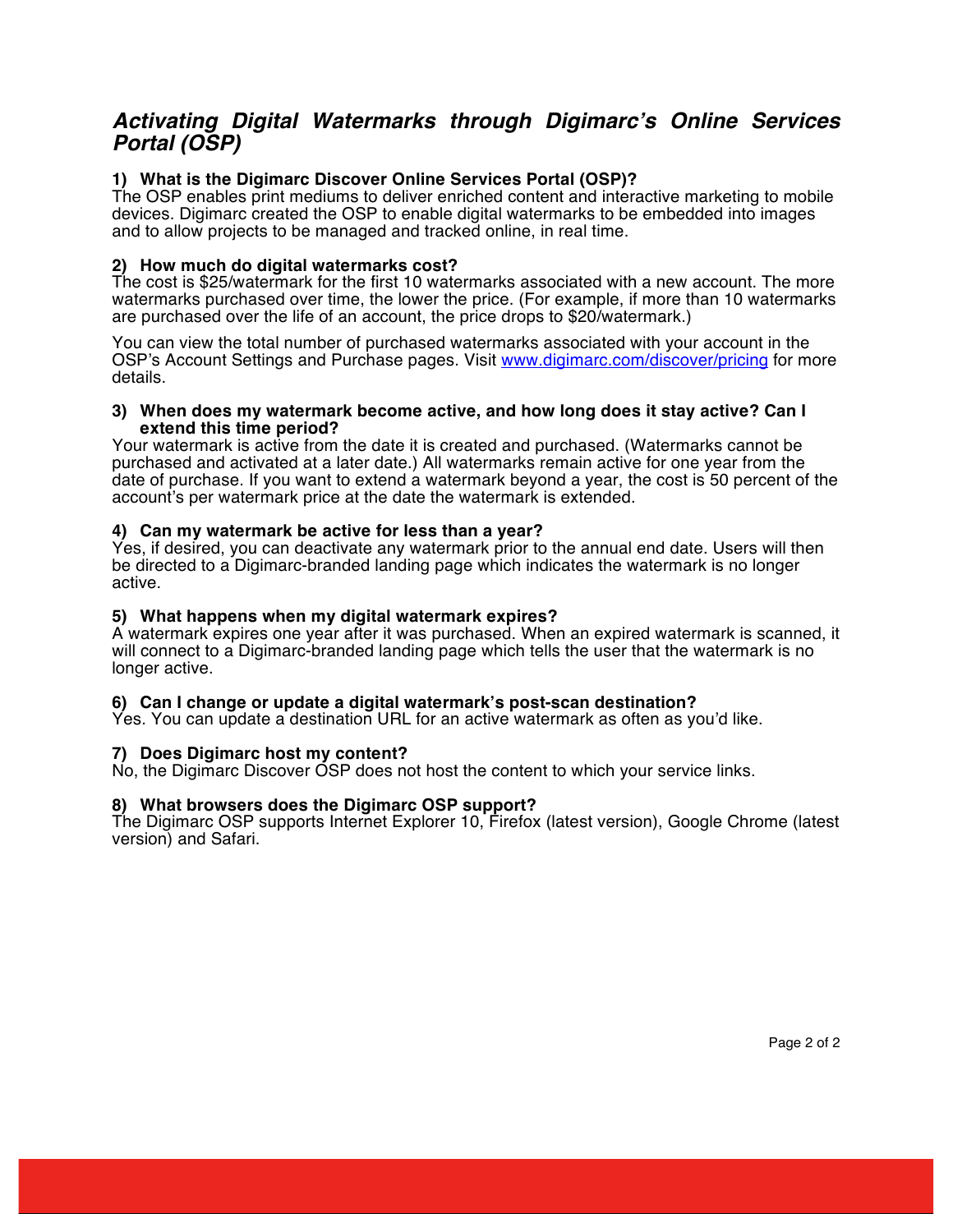# *Activating Digital Watermarks through Digimarc's Online Services Portal (OSP)*

### 1) What is the Digimarc Discover Online Services Portal (OSP)?

The OSP enables print mediums to deliver enriched content and interactive marketing to mobile devices. Digimarc created the OSP to enable digital watermarks to be embedded into images and to allow projects to be managed and tracked online, in real time.

### 2) How much do digital watermarks cost?

The cost is $25/watermark for the first 10 watermarks associated with a new account. The more watermarks purchased over time, the lower the price. (For example, if more than 10 watermarks are purchased over the life of an account, the price drops to $20/watermark.)

You can view the total number of purchased watermarks associated with your account in the OSP's Account Settings and Purchase pages. Visit [www.digimarc.com/discover/pricing](http://www.digimarc.com/discover/pricing) for more details.

### 3) When does my watermark become active, and how long does it stay active? Can I extend this time period?

Your watermark is active from the date it is created and purchased. (Watermarks cannot be purchased and activated at a later date.) All watermarks remain active for one year from the date of purchase. If you want to extend a watermark beyond a year, the cost is 50 percent of the account's per watermark price at the date the watermark is extended.

### 4) Can my watermark be active for less than a year?

Yes, if desired, you can deactivate any watermark prior to the annual end date. Users will then be directed to a Digimarc-branded landing page which indicates the watermark is no longer active.

### 5) What happens when my digital watermark expires?

A watermark expires one year after it was purchased. When an expired watermark is scanned, it will connect to a Digimarc-branded landing page which tells the user that the watermark is no longer active.

### 6) Can I change or update a digital watermark's post-scan destination?

Yes. You can update a destination URL for an active watermark as often as you'd like.

### 7) Does Digimarc host my content?

No, the Digimarc Discover OSP does not host the content to which your service links.

### 8) What browsers does the Digimarc OSP support?

The Digimarc OSP supports Internet Explorer 10, Firefox (latest version), Google Chrome (latest version) and Safari.